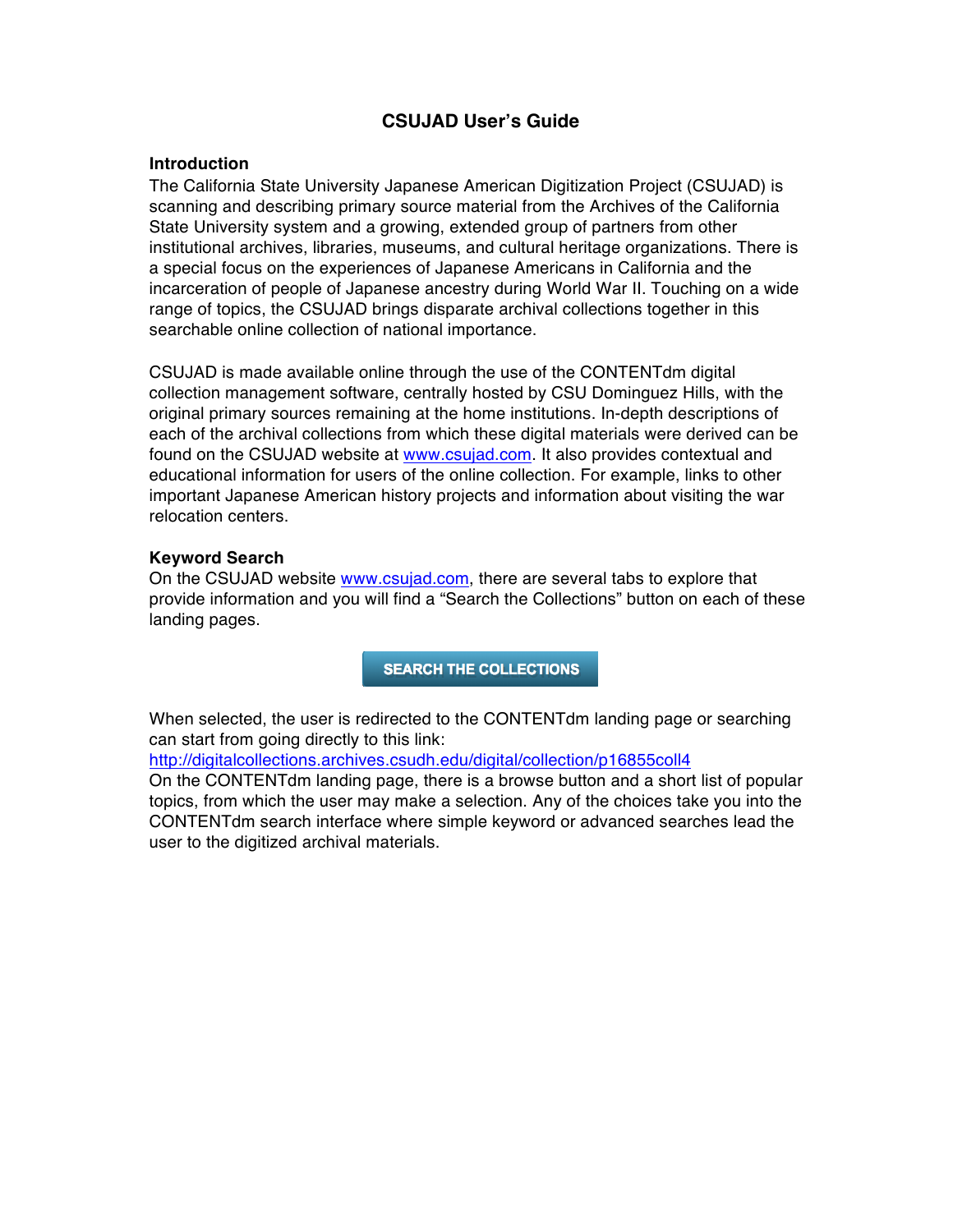# CSUJAD User's Guide

## Introduction

The California State University Japanese American Digitization Project (CSUJAD) is scanning and describing primary source material from the Archives of the California State University system and a growing, extended group of partners from other institutional archives, libraries, museums, and cultural heritage organizations. There is a special focus on the experiences of Japanese Americans in California and the incarceration of people of Japanese ancestry during World War II. Touching on a wide range of topics, the CSUJAD brings disparate archival collections together in this searchable online collection of national importance.

CSUJAD is made available online through the use of the CONTENTdm digital collection management software, centrally hosted by CSU Dominguez Hills, with the original primary sources remaining at the home institutions. In-depth descriptions of each of the archival collections from which these digital materials were derived can be found on the CSUJAD website at [www.csujad.com](http://www.csujad.com). It also provides contextual and educational information for users of the online collection. For example, links to other important Japanese American history projects and information about visiting the war relocation centers.

## Keyword Search

On the CSUJAD website [www.csujad.com](http://www.csujad.com), there are several tabs to explore that provide information and you will find a "Search the Collections" button on each of these landing pages.

**SEARCH THE COLLECTIONS**

When selected, the user is redirected to the CONTENTdm landing page or searching can start from going directly to this link:
[http://digitalcollections.archives.csudh.edu/digital/collection/p16855coll4](http://digitalcollections.archives.csudh.edu/digital/collection/p16855coll4)
On the CONTENTdm landing page, there is a browse button and a short list of popular topics, from which the user may make a selection. Any of the choices take you into the CONTENTdm search interface where simple keyword or advanced searches lead the user to the digitized archival materials.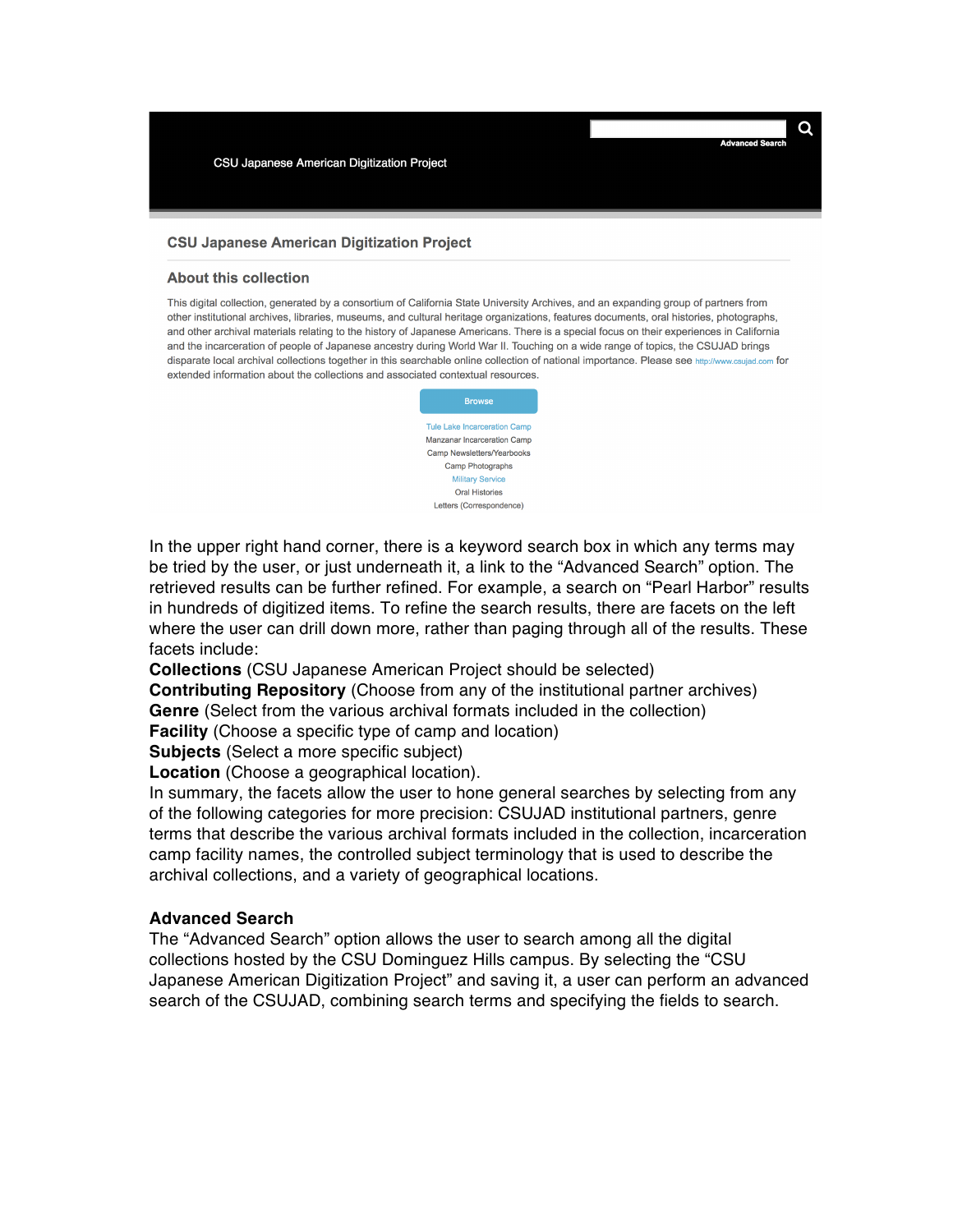CSU Japanese American Digitization Project

Advanced Search

## CSU Japanese American Digitization Project

### About this collection

This digital collection, generated by a consortium of California State University Archives, and an expanding group of partners from other institutional archives, libraries, museums, and cultural heritage organizations, features documents, oral histories, photographs, and other archival materials relating to the history of Japanese Americans. There is a special focus on their experiences in California and the incarceration of people of Japanese ancestry during World War II. Touching on a wide range of topics, the CSUJAD brings disparate local archival collections together in this searchable online collection of national importance. Please see http://www.csujad.com for extended information about the collections and associated contextual resources.

Browse

Tule Lake Incarceration Camp
Manzanar Incarceration Camp
Camp Newsletters/Yearbooks
Camp Photographs
Military Service
Oral Histories
Letters (Correspondence)

In the upper right hand corner, there is a keyword search box in which any terms may be tried by the user, or just underneath it, a link to the "Advanced Search" option. The retrieved results can be further refined. For example, a search on "Pearl Harbor" results in hundreds of digitized items. To refine the search results, there are facets on the left where the user can drill down more, rather than paging through all of the results. These facets include:

**Collections** (CSU Japanese American Project should be selected)
**Contributing Repository** (Choose from any of the institutional partner archives)
**Genre** (Select from the various archival formats included in the collection)
**Facility** (Choose a specific type of camp and location)
**Subjects** (Select a more specific subject)
**Location** (Choose a geographical location).

In summary, the facets allow the user to hone general searches by selecting from any of the following categories for more precision: CSUJAD institutional partners, genre terms that describe the various archival formats included in the collection, incarceration camp facility names, the controlled subject terminology that is used to describe the archival collections, and a variety of geographical locations.

**Advanced Search**

The "Advanced Search" option allows the user to search among all the digital collections hosted by the CSU Dominguez Hills campus. By selecting the "CSU Japanese American Digitization Project" and saving it, a user can perform an advanced search of the CSUJAD, combining search terms and specifying the fields to search.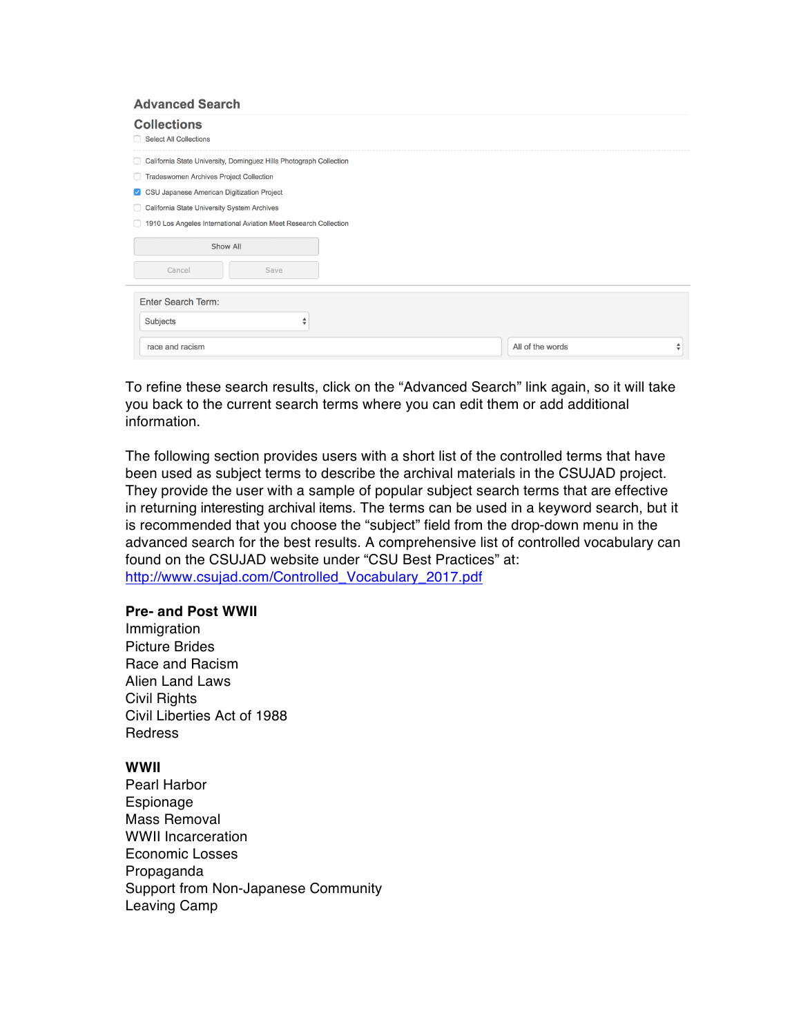Advanced Search

Collections

- [ ] Select All Collections

- [ ] California State University, Dominguez Hills Photograph Collection
- [ ] Tradeswomen Archives Project Collection
- [x] CSU Japanese American Digitization Project
- [ ] California State University System Archives
- [ ] 1910 Los Angeles International Aviation Meet Research Collection

Show All

Cancel Save

Enter Search Term:

Subjects

race and racism — All of the words

To refine these search results, click on the "Advanced Search" link again, so it will take you back to the current search terms where you can edit them or add additional information.

The following section provides users with a short list of the controlled terms that have been used as subject terms to describe the archival materials in the CSUJAD project. They provide the user with a sample of popular subject search terms that are effective in returning interesting archival items. The terms can be used in a keyword search, but it is recommended that you choose the "subject" field from the drop-down menu in the advanced search for the best results. A comprehensive list of controlled vocabulary can found on the CSUJAD website under "CSU Best Practices" at: [http://www.csujad.com/Controlled_Vocabulary_2017.pdf](http://www.csujad.com/Controlled_Vocabulary_2017.pdf)

**Pre- and Post WWII**

Immigration
Picture Brides
Race and Racism
Alien Land Laws
Civil Rights
Civil Liberties Act of 1988
Redress

**WWII**

Pearl Harbor
Espionage
Mass Removal
WWII Incarceration
Economic Losses
Propaganda
Support from Non-Japanese Community
Leaving Camp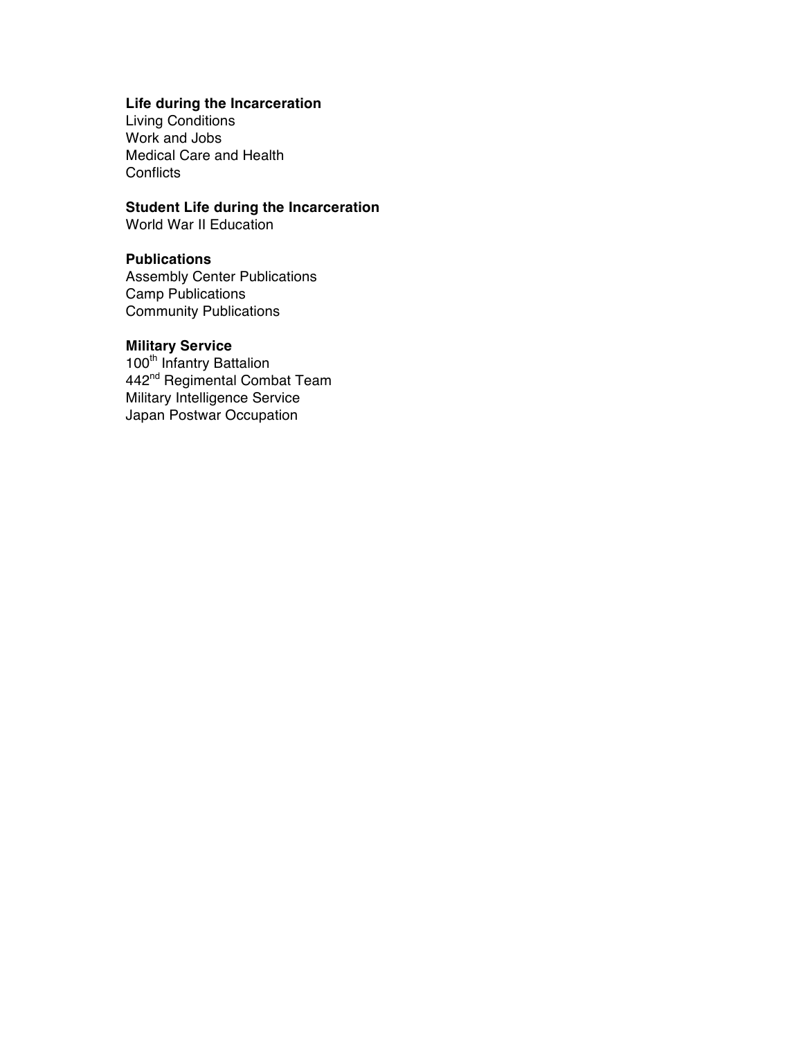**Life during the Incarceration**
Living Conditions
Work and Jobs
Medical Care and Health
Conflicts

**Student Life during the Incarceration**
World War II Education

**Publications**
Assembly Center Publications
Camp Publications
Community Publications

**Military Service**
100th Infantry Battalion
442nd Regimental Combat Team
Military Intelligence Service
Japan Postwar Occupation